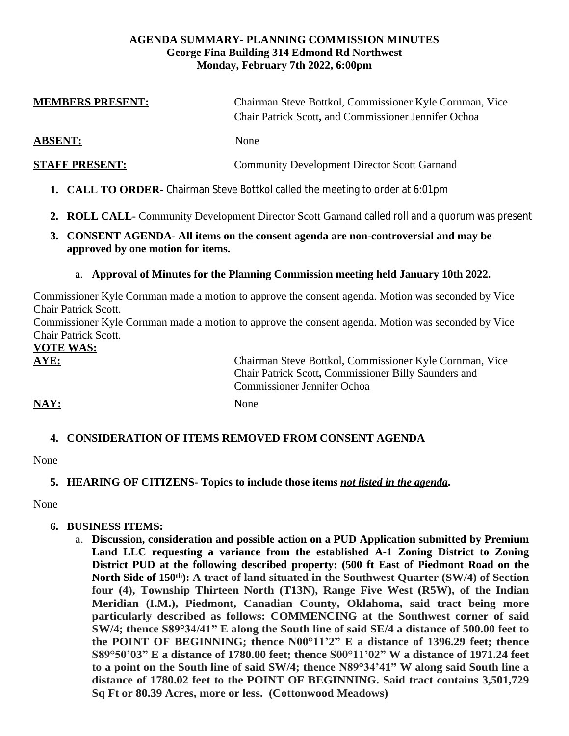**AGENDA SUMMARY- PLANNING COMMISSION MINUTES**
**George Fina Building 314 Edmond Rd Northwest**
**Monday, February 7th 2022, 6:00pm**

**MEMBERS PRESENT:** Chairman Steve Bottkol, Commissioner Kyle Cornman, Vice Chair Patrick Scott, and Commissioner Jennifer Ochoa

**ABSENT:** None

**STAFF PRESENT:** Community Development Director Scott Garnand

1. **CALL TO ORDER**- Chairman Steve Bottkol called the meeting to order at 6:01pm

2. **ROLL CALL-** Community Development Director Scott Garnand called roll and a quorum was present

3. **CONSENT AGENDA- All items on the consent agenda are non-controversial and may be approved by one motion for items.**

   a. **Approval of Minutes for the Planning Commission meeting held January 10th 2022.**

Commissioner Kyle Cornman made a motion to approve the consent agenda. Motion was seconded by Vice Chair Patrick Scott.
Commissioner Kyle Cornman made a motion to approve the consent agenda. Motion was seconded by Vice Chair Patrick Scott.

**VOTE WAS:**

**AYE:** Chairman Steve Bottkol, Commissioner Kyle Cornman, Vice Chair Patrick Scott, Commissioner Billy Saunders and Commissioner Jennifer Ochoa

**NAY:** None

4. **CONSIDERATION OF ITEMS REMOVED FROM CONSENT AGENDA**

None

5. **HEARING OF CITIZENS- Topics to include those items *not listed in the agenda*.**

None

6. **BUSINESS ITEMS:**

   a. **Discussion, consideration and possible action on a PUD Application submitted by Premium Land LLC requesting a variance from the established A-1 Zoning District to Zoning District PUD at the following described property: (500 ft East of Piedmont Road on the North Side of 150th): A tract of land situated in the Southwest Quarter (SW/4) of Section four (4), Township Thirteen North (T13N), Range Five West (R5W), of the Indian Meridian (I.M.), Piedmont, Canadian County, Oklahoma, said tract being more particularly described as follows: COMMENCING at the Southwest corner of said SW/4; thence S89°34/41" E along the South line of said SE/4 a distance of 500.00 feet to the POINT OF BEGINNING; thence N00°11'2" E a distance of 1396.29 feet; thence S89°50'03" E a distance of 1780.00 feet; thence S00°11'02" W a distance of 1971.24 feet to a point on the South line of said SW/4; thence N89°34'41" W along said South line a distance of 1780.02 feet to the POINT OF BEGINNING. Said tract contains 3,501,729 Sq Ft or 80.39 Acres, more or less. (Cottonwood Meadows)**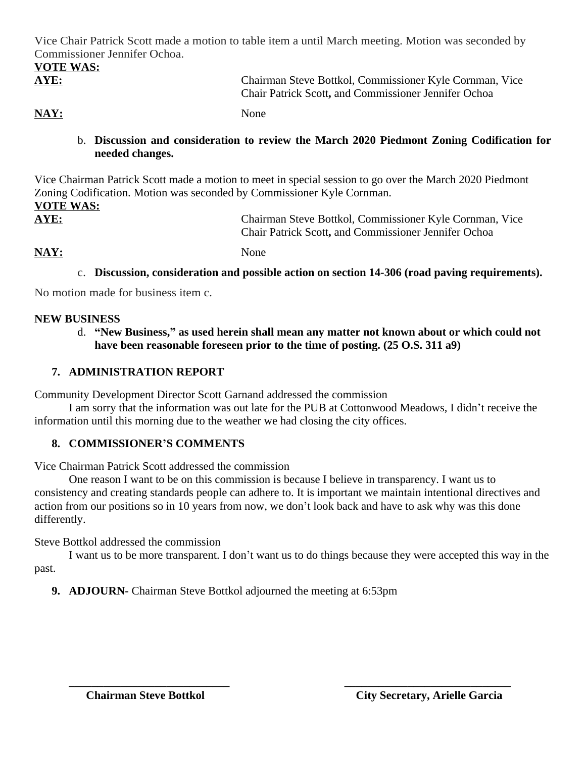Vice Chair Patrick Scott made a motion to table item a until March meeting. Motion was seconded by Commissioner Jennifer Ochoa.

**VOTE WAS:**

| | |
|---|---|
| **AYE:** | Chairman Steve Bottkol, Commissioner Kyle Cornman, Vice Chair Patrick Scott**,** and Commissioner Jennifer Ochoa |
| **NAY:** | None |

b. **Discussion and consideration to review the March 2020 Piedmont Zoning Codification for needed changes.**

Vice Chairman Patrick Scott made a motion to meet in special session to go over the March 2020 Piedmont Zoning Codification. Motion was seconded by Commissioner Kyle Cornman.

**VOTE WAS:**

| | |
|---|---|
| **AYE:** | Chairman Steve Bottkol, Commissioner Kyle Cornman, Vice Chair Patrick Scott**,** and Commissioner Jennifer Ochoa |
| **NAY:** | None |

c. **Discussion, consideration and possible action on section 14-306 (road paving requirements).**

No motion made for business item c.

**NEW BUSINESS**

d. **"New Business," as used herein shall mean any matter not known about or which could not have been reasonable foreseen prior to the time of posting. (25 O.S. 311 a9)**

## 7. ADMINISTRATION REPORT

Community Development Director Scott Garnand addressed the commission

I am sorry that the information was out late for the PUB at Cottonwood Meadows, I didn't receive the information until this morning due to the weather we had closing the city offices.

## 8. COMMISSIONER'S COMMENTS

Vice Chairman Patrick Scott addressed the commission

One reason I want to be on this commission is because I believe in transparency. I want us to consistency and creating standards people can adhere to. It is important we maintain intentional directives and action from our positions so in 10 years from now, we don't look back and have to ask why was this done differently.

Steve Bottkol addressed the commission

I want us to be more transparent. I don't want us to do things because they were accepted this way in the past.

**9. ADJOURN-** Chairman Steve Bottkol adjourned the meeting at 6:53pm

| | |
|---|---|
| ______________________________ | ______________________________ |
| **Chairman Steve Bottkol** | **City Secretary, Arielle Garcia** |